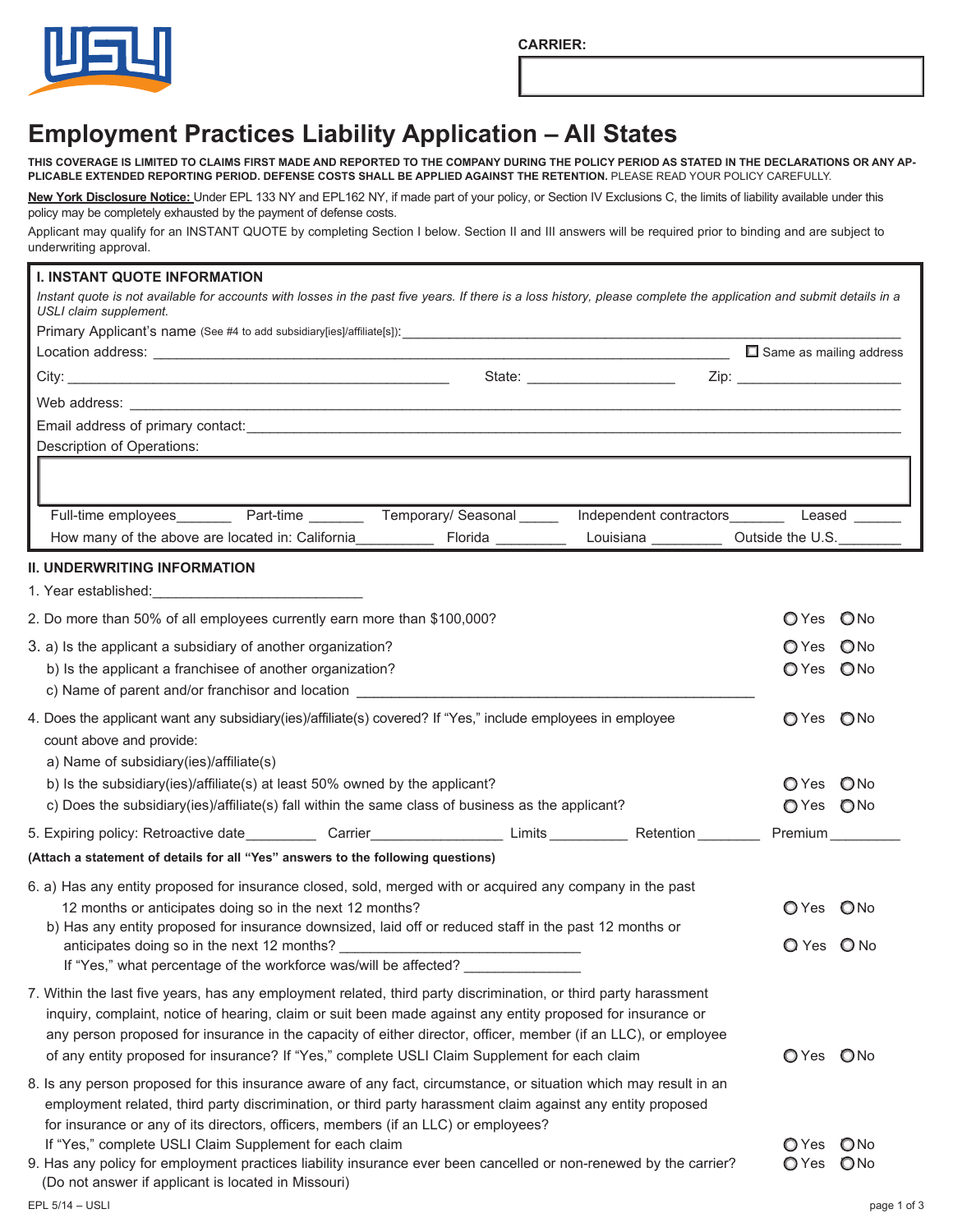CARRIER:

# Employment Practices Liability Application – All States

**THIS COVERAGE IS LIMITED TO CLAIMS FIRST MADE AND REPORTED TO THE COMPANY DURING THE POLICY PERIOD AS STATED IN THE DECLARATIONS OR ANY APPLICABLE EXTENDED REPORTING PERIOD. DEFENSE COSTS SHALL BE APPLIED AGAINST THE RETENTION.** PLEASE READ YOUR POLICY CAREFULLY.

**New York Disclosure Notice:** Under EPL 133 NY and EPL162 NY, if made part of your policy, or Section IV Exclusions C, the limits of liability available under this policy may be completely exhausted by the payment of defense costs.

Applicant may qualify for an INSTANT QUOTE by completing Section I below. Section II and III answers will be required prior to binding and are subject to underwriting approval.

## I. INSTANT QUOTE INFORMATION

*Instant quote is not available for accounts with losses in the past five years. If there is a loss history, please complete the application and submit details in a USLI claim supplement.*

Primary Applicant's name (See #4 to add subsidiary[ies]/affiliate[s]): ______________________________

Location address: ______________________________ ☐ Same as mailing address

City: ______________________ State: ______________ Zip: ______________

Web address: ______________________________

Email address of primary contact: ______________________________

Description of Operations:

Full-time employees______ Part-time ______ Temporary/ Seasonal _____ Independent contractors_______ Leased ______

How many of the above are located in: California_________ Florida _________ Louisiana _________ Outside the U.S.________

## II. UNDERWRITING INFORMATION

1. Year established:__________________________

2. Do more than 50% of all employees currently earn more than $100,000? ○ Yes ○ No

3. a) Is the applicant a subsidiary of another organization? ○ Yes ○ No
   b) Is the applicant a franchisee of another organization? ○ Yes ○ No
   c) Name of parent and/or franchisor and location ______________________________

4. Does the applicant want any subsidiary(ies)/affiliate(s) covered? If "Yes," include employees in employee count above and provide: ○ Yes ○ No
   a) Name of subsidiary(ies)/affiliate(s)
   b) Is the subsidiary(ies)/affiliate(s) at least 50% owned by the applicant? ○ Yes ○ No
   c) Does the subsidiary(ies)/affiliate(s) fall within the same class of business as the applicant? ○ Yes ○ No

5. Expiring policy: Retroactive date_________ Carrier________________ Limits __________ Retention ________ Premium _________

**(Attach a statement of details for all "Yes" answers to the following questions)**

6. a) Has any entity proposed for insurance closed, sold, merged with or acquired any company in the past 12 months or anticipates doing so in the next 12 months? ○ Yes ○ No
   b) Has any entity proposed for insurance downsized, laid off or reduced staff in the past 12 months or anticipates doing so in the next 12 months? ______________________________ ○ Yes ○ No
   If "Yes," what percentage of the workforce was/will be affected? ______________

7. Within the last five years, has any employment related, third party discrimination, or third party harassment inquiry, complaint, notice of hearing, claim or suit been made against any entity proposed for insurance or any person proposed for insurance in the capacity of either director, officer, member (if an LLC), or employee of any entity proposed for insurance? If "Yes," complete USLI Claim Supplement for each claim ○ Yes ○ No

8. Is any person proposed for this insurance aware of any fact, circumstance, or situation which may result in an employment related, third party discrimination, or third party harassment claim against any entity proposed for insurance or any of its directors, officers, members (if an LLC) or employees? If "Yes," complete USLI Claim Supplement for each claim ○ Yes ○ No

9. Has any policy for employment practices liability insurance ever been cancelled or non-renewed by the carrier? (Do not answer if applicant is located in Missouri) ○ Yes ○ No

EPL 5/14 – USLI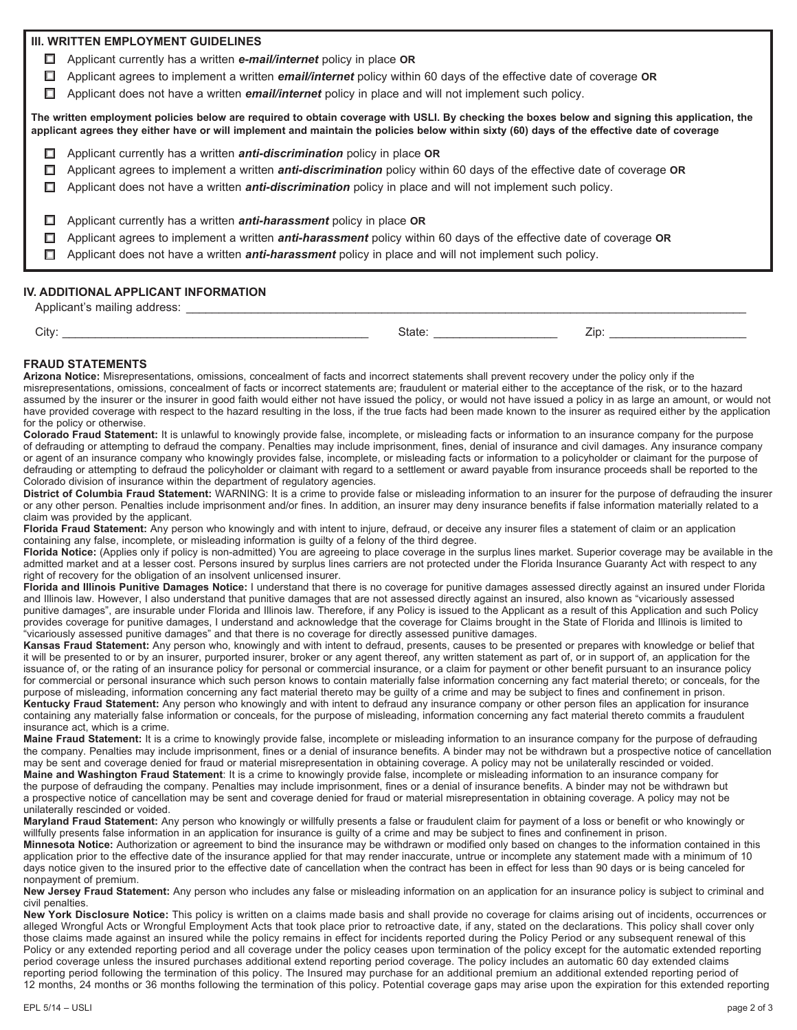## III. WRITTEN EMPLOYMENT GUIDELINES

- ☐ Applicant currently has a written ***e-mail/internet*** policy in place **OR**
- ☐ Applicant agrees to implement a written ***email/internet*** policy within 60 days of the effective date of coverage **OR**
- ☐ Applicant does not have a written ***email/internet*** policy in place and will not implement such policy.

**The written employment policies below are required to obtain coverage with USLI. By checking the boxes below and signing this application, the applicant agrees they either have or will implement and maintain the policies below within sixty (60) days of the effective date of coverage**

- ☐ Applicant currently has a written ***anti-discrimination*** policy in place **OR**
- ☐ Applicant agrees to implement a written ***anti-discrimination*** policy within 60 days of the effective date of coverage **OR**
- ☐ Applicant does not have a written ***anti-discrimination*** policy in place and will not implement such policy.

- ☐ Applicant currently has a written ***anti-harassment*** policy in place **OR**
- ☐ Applicant agrees to implement a written ***anti-harassment*** policy within 60 days of the effective date of coverage **OR**
- ☐ Applicant does not have a written ***anti-harassment*** policy in place and will not implement such policy.

## IV. ADDITIONAL APPLICANT INFORMATION

Applicant's mailing address: ______________________________________________

City: ______________________________ State: ____________________ Zip: ____________________

## FRAUD STATEMENTS

**Arizona Notice:** Misrepresentations, omissions, concealment of facts and incorrect statements shall prevent recovery under the policy only if the misrepresentations, omissions, concealment of facts or incorrect statements are; fraudulent or material either to the acceptance of the risk, or to the hazard assumed by the insurer or the insurer in good faith would either not have issued the policy, or would not have issued a policy in as large an amount, or would not have provided coverage with respect to the hazard resulting in the loss, if the true facts had been made known to the insurer as required either by the application for the policy or otherwise.

**Colorado Fraud Statement:** It is unlawful to knowingly provide false, incomplete, or misleading facts or information to an insurance company for the purpose of defrauding or attempting to defraud the company. Penalties may include imprisonment, fines, denial of insurance and civil damages. Any insurance company or agent of an insurance company who knowingly provides false, incomplete, or misleading facts or information to a policyholder or claimant for the purpose of defrauding or attempting to defraud the policyholder or claimant with regard to a settlement or award payable from insurance proceeds shall be reported to the Colorado division of insurance within the department of regulatory agencies.

**District of Columbia Fraud Statement:** WARNING: It is a crime to provide false or misleading information to an insurer for the purpose of defrauding the insurer or any other person. Penalties include imprisonment and/or fines. In addition, an insurer may deny insurance benefits if false information materially related to a claim was provided by the applicant.

**Florida Fraud Statement:** Any person who knowingly and with intent to injure, defraud, or deceive any insurer files a statement of claim or an application containing any false, incomplete, or misleading information is guilty of a felony of the third degree.

**Florida Notice:** (Applies only if policy is non-admitted) You are agreeing to place coverage in the surplus lines market. Superior coverage may be available in the admitted market and at a lesser cost. Persons insured by surplus lines carriers are not protected under the Florida Insurance Guaranty Act with respect to any right of recovery for the obligation of an insolvent unlicensed insurer.

**Florida and Illinois Punitive Damages Notice:** I understand that there is no coverage for punitive damages assessed directly against an insured under Florida and Illinois law. However, I also understand that punitive damages that are not assessed directly against an insured, also known as "vicariously assessed punitive damages", are insurable under Florida and Illinois law. Therefore, if any Policy is issued to the Applicant as a result of this Application and such Policy provides coverage for punitive damages, I understand and acknowledge that the coverage for Claims brought in the State of Florida and Illinois is limited to "vicariously assessed punitive damages" and that there is no coverage for directly assessed punitive damages.

**Kansas Fraud Statement:** Any person who, knowingly and with intent to defraud, presents, causes to be presented or prepares with knowledge or belief that it will be presented to or by an insurer, purported insurer, broker or any agent thereof, any written statement as part of, or in support of, an application for the issuance of, or the rating of an insurance policy for personal or commercial insurance, or a claim for payment or other benefit pursuant to an insurance policy for commercial or personal insurance which such person knows to contain materially false information concerning any fact material thereto; or conceals, for the purpose of misleading, information concerning any fact material thereto may be guilty of a crime and may be subject to fines and confinement in prison.

**Kentucky Fraud Statement:** Any person who knowingly and with intent to defraud any insurance company or other person files an application for insurance containing any materially false information or conceals, for the purpose of misleading, information concerning any fact material thereto commits a fraudulent insurance act, which is a crime.

**Maine Fraud Statement:** It is a crime to knowingly provide false, incomplete or misleading information to an insurance company for the purpose of defrauding the company. Penalties may include imprisonment, fines or a denial of insurance benefits. A binder may not be withdrawn but a prospective notice of cancellation may be sent and coverage denied for fraud or material misrepresentation in obtaining coverage. A policy may not be unilaterally rescinded or voided.

**Maine and Washington Fraud Statement**: It is a crime to knowingly provide false, incomplete or misleading information to an insurance company for the purpose of defrauding the company. Penalties may include imprisonment, fines or a denial of insurance benefits. A binder may not be withdrawn but a prospective notice of cancellation may be sent and coverage denied for fraud or material misrepresentation in obtaining coverage. A policy may not be unilaterally rescinded or voided.

**Maryland Fraud Statement:** Any person who knowingly or willfully presents a false or fraudulent claim for payment of a loss or benefit or who knowingly or willfully presents false information in an application for insurance is guilty of a crime and may be subject to fines and confinement in prison.

**Minnesota Notice:** Authorization or agreement to bind the insurance may be withdrawn or modified only based on changes to the information contained in this application prior to the effective date of the insurance applied for that may render inaccurate, untrue or incomplete any statement made with a minimum of 10 days notice given to the insured prior to the effective date of cancellation when the contract has been in effect for less than 90 days or is being canceled for nonpayment of premium.

**New Jersey Fraud Statement:** Any person who includes any false or misleading information on an application for an insurance policy is subject to criminal and civil penalties.

**New York Disclosure Notice:** This policy is written on a claims made basis and shall provide no coverage for claims arising out of incidents, occurrences or alleged Wrongful Acts or Wrongful Employment Acts that took place prior to retroactive date, if any, stated on the declarations. This policy shall cover only those claims made against an insured while the policy remains in effect for incidents reported during the Policy Period or any subsequent renewal of this Policy or any extended reporting period and all coverage under the policy ceases upon termination of the policy except for the automatic extended reporting period coverage unless the insured purchases additional extend reporting period coverage. The policy includes an automatic 60 day extended claims reporting period following the termination of this policy. The Insured may purchase for an additional premium an additional extended reporting period of 12 months, 24 months or 36 months following the termination of this policy. Potential coverage gaps may arise upon the expiration for this extended reporting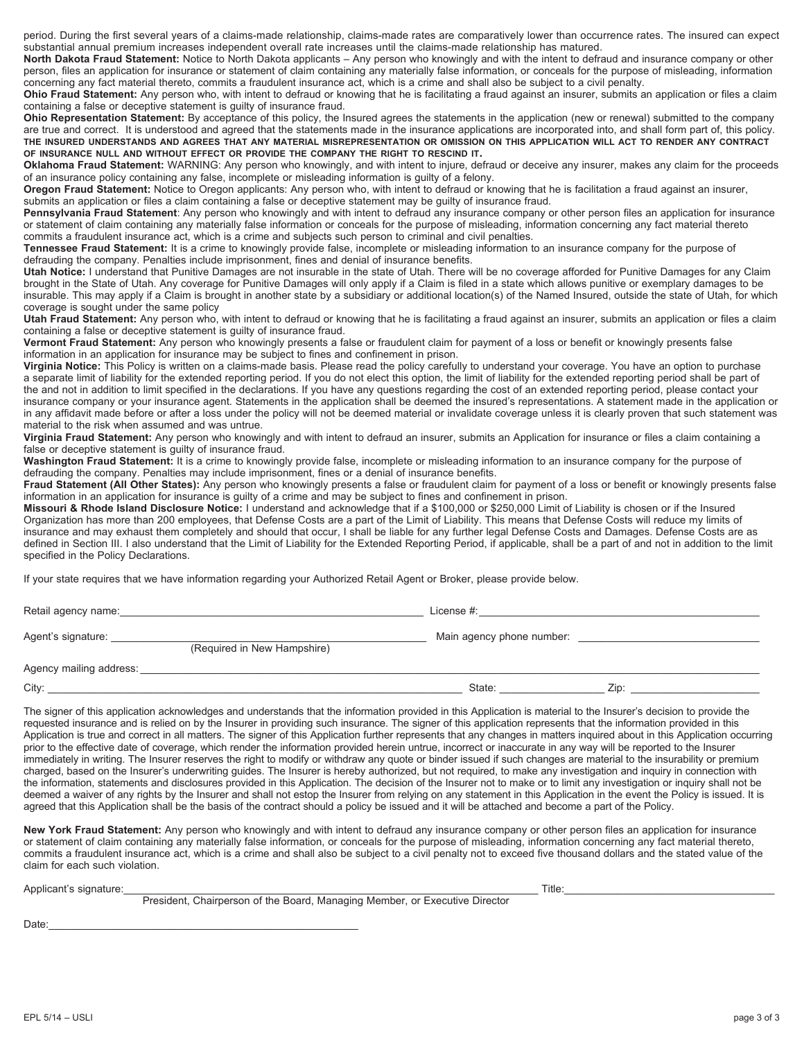period. During the first several years of a claims-made relationship, claims-made rates are comparatively lower than occurrence rates. The insured can expect substantial annual premium increases independent overall rate increases until the claims-made relationship has matured.

**North Dakota Fraud Statement:** Notice to North Dakota applicants – Any person who knowingly and with the intent to defraud and insurance company or other person, files an application for insurance or statement of claim containing any materially false information, or conceals for the purpose of misleading, information concerning any fact material thereto, commits a fraudulent insurance act, which is a crime and shall also be subject to a civil penalty.

**Ohio Fraud Statement:** Any person who, with intent to defraud or knowing that he is facilitating a fraud against an insurer, submits an application or files a claim containing a false or deceptive statement is guilty of insurance fraud.

**Ohio Representation Statement:** By acceptance of this policy, the Insured agrees the statements in the application (new or renewal) submitted to the company are true and correct. It is understood and agreed that the statements made in the insurance applications are incorporated into, and shall form part of, this policy. **THE INSURED UNDERSTANDS AND AGREES THAT ANY MATERIAL MISREPRESENTATION OR OMISSION ON THIS APPLICATION WILL ACT TO RENDER ANY CONTRACT OF INSURANCE NULL AND WITHOUT EFFECT OR PROVIDE THE COMPANY THE RIGHT TO RESCIND IT.**

**Oklahoma Fraud Statement:** WARNING: Any person who knowingly, and with intent to injure, defraud or deceive any insurer, makes any claim for the proceeds of an insurance policy containing any false, incomplete or misleading information is guilty of a felony.

**Oregon Fraud Statement:** Notice to Oregon applicants: Any person who, with intent to defraud or knowing that he is facilitation a fraud against an insurer, submits an application or files a claim containing a false or deceptive statement may be guilty of insurance fraud.

**Pennsylvania Fraud Statement**: Any person who knowingly and with intent to defraud any insurance company or other person files an application for insurance or statement of claim containing any materially false information or conceals for the purpose of misleading, information concerning any fact material thereto commits a fraudulent insurance act, which is a crime and subjects such person to criminal and civil penalties.

**Tennessee Fraud Statement:** It is a crime to knowingly provide false, incomplete or misleading information to an insurance company for the purpose of defrauding the company. Penalties include imprisonment, fines and denial of insurance benefits.

**Utah Notice:** I understand that Punitive Damages are not insurable in the state of Utah. There will be no coverage afforded for Punitive Damages for any Claim brought in the State of Utah. Any coverage for Punitive Damages will only apply if a Claim is filed in a state which allows punitive or exemplary damages to be insurable. This may apply if a Claim is brought in another state by a subsidiary or additional location(s) of the Named Insured, outside the state of Utah, for which coverage is sought under the same policy

**Utah Fraud Statement:** Any person who, with intent to defraud or knowing that he is facilitating a fraud against an insurer, submits an application or files a claim containing a false or deceptive statement is guilty of insurance fraud.

**Vermont Fraud Statement:** Any person who knowingly presents a false or fraudulent claim for payment of a loss or benefit or knowingly presents false information in an application for insurance may be subject to fines and confinement in prison.

**Virginia Notice:** This Policy is written on a claims-made basis. Please read the policy carefully to understand your coverage. You have an option to purchase a separate limit of liability for the extended reporting period. If you do not elect this option, the limit of liability for the extended reporting period shall be part of the and not in addition to limit specified in the declarations. If you have any questions regarding the cost of an extended reporting period, please contact your insurance company or your insurance agent. Statements in the application shall be deemed the insured's representations. A statement made in the application or in any affidavit made before or after a loss under the policy will not be deemed material or invalidate coverage unless it is clearly proven that such statement was material to the risk when assumed and was untrue.

**Virginia Fraud Statement:** Any person who knowingly and with intent to defraud an insurer, submits an Application for insurance or files a claim containing a false or deceptive statement is guilty of insurance fraud.

**Washington Fraud Statement:** It is a crime to knowingly provide false, incomplete or misleading information to an insurance company for the purpose of defrauding the company. Penalties may include imprisonment, fines or a denial of insurance benefits.

**Fraud Statement (All Other States):** Any person who knowingly presents a false or fraudulent claim for payment of a loss or benefit or knowingly presents false information in an application for insurance is guilty of a crime and may be subject to fines and confinement in prison.

**Missouri & Rhode Island Disclosure Notice:** I understand and acknowledge that if a $100,000 or $250,000 Limit of Liability is chosen or if the Insured Organization has more than 200 employees, that Defense Costs are a part of the Limit of Liability. This means that Defense Costs will reduce my limits of insurance and may exhaust them completely and should that occur, I shall be liable for any further legal Defense Costs and Damages. Defense Costs are as defined in Section III. I also understand that the Limit of Liability for the Extended Reporting Period, if applicable, shall be a part of and not in addition to the limit specified in the Policy Declarations.

If your state requires that we have information regarding your Authorized Retail Agent or Broker, please provide below.

Retail agency name:\_\_\_\_\_\_\_\_\_\_\_\_\_\_\_\_\_\_\_\_ License #:\_\_\_\_\_\_\_\_\_\_\_\_\_\_\_\_\_\_\_\_

Agent's signature: \_\_\_\_\_\_\_\_\_\_\_\_\_\_\_\_\_\_\_\_ Main agency phone number: \_\_\_\_\_\_\_\_\_\_\_\_\_\_\_\_\_\_\_\_
(Required in New Hampshire)

Agency mailing address: \_\_\_\_\_\_\_\_\_\_\_\_\_\_\_\_\_\_\_\_

City: \_\_\_\_\_\_\_\_\_\_\_\_\_\_\_\_\_\_\_\_ State: \_\_\_\_\_\_\_\_\_\_ Zip: \_\_\_\_\_\_\_\_\_\_

The signer of this application acknowledges and understands that the information provided in this Application is material to the Insurer's decision to provide the requested insurance and is relied on by the Insurer in providing such insurance. The signer of this application represents that the information provided in this Application is true and correct in all matters. The signer of this Application further represents that any changes in matters inquired about in this Application occurring prior to the effective date of coverage, which render the information provided herein untrue, incorrect or inaccurate in any way will be reported to the Insurer immediately in writing. The Insurer reserves the right to modify or withdraw any quote or binder issued if such changes are material to the insurability or premium charged, based on the Insurer's underwriting guides. The Insurer is hereby authorized, but not required, to make any investigation and inquiry in connection with the information, statements and disclosures provided in this Application. The decision of the Insurer not to make or to limit any investigation or inquiry shall not be deemed a waiver of any rights by the Insurer and shall not estop the Insurer from relying on any statement in this Application in the event the Policy is issued. It is agreed that this Application shall be the basis of the contract should a policy be issued and it will be attached and become a part of the Policy.

**New York Fraud Statement:** Any person who knowingly and with intent to defraud any insurance company or other person files an application for insurance or statement of claim containing any materially false information, or conceals for the purpose of misleading, information concerning any fact material thereto, commits a fraudulent insurance act, which is a crime and shall also be subject to a civil penalty not to exceed five thousand dollars and the stated value of the claim for each such violation.

Applicant's signature:\_\_\_\_\_\_\_\_\_\_\_\_\_\_\_\_\_\_\_\_ Title:\_\_\_\_\_\_\_\_\_\_\_\_\_\_\_\_\_\_\_\_
President, Chairperson of the Board, Managing Member, or Executive Director

Date:\_\_\_\_\_\_\_\_\_\_\_\_\_\_\_\_\_\_\_\_

EPL 5/14 – USLI